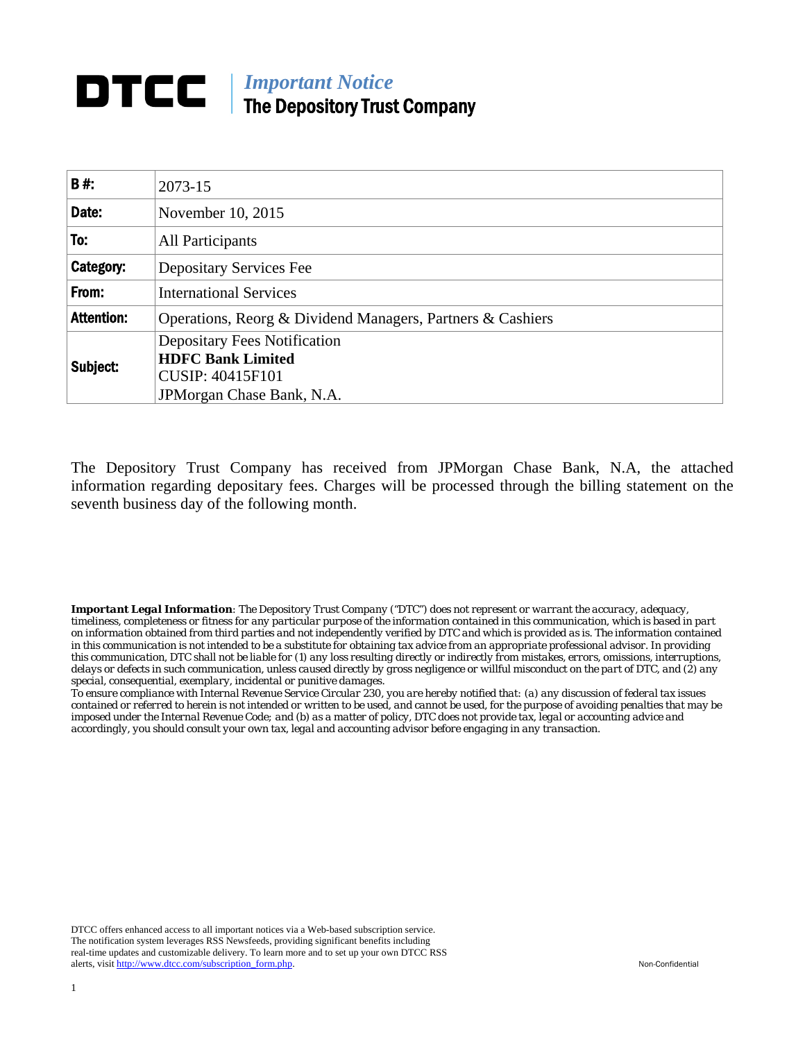# DTCC | *Important Notice*
## The Depository Trust Company

| | |
|---|---|
| **B #:** | 2073-15 |
| **Date:** | November 10, 2015 |
| **To:** | All Participants |
| **Category:** | Depositary Services Fee |
| **From:** | International Services |
| **Attention:** | Operations, Reorg & Dividend Managers, Partners & Cashiers |
| **Subject:** | Depositary Fees Notification<br>**HDFC Bank Limited**<br>CUSIP: 40415F101<br>JPMorgan Chase Bank, N.A. |

The Depository Trust Company has received from JPMorgan Chase Bank, N.A, the attached information regarding depositary fees. Charges will be processed through the billing statement on the seventh business day of the following month.

***Important Legal Information**: The Depository Trust Company ("DTC") does not represent or warrant the accuracy, adequacy, timeliness, completeness or fitness for any particular purpose of the information contained in this communication, which is based in part on information obtained from third parties and not independently verified by DTC and which is provided as is. The information contained in this communication is not intended to be a substitute for obtaining tax advice from an appropriate professional advisor. In providing this communication, DTC shall not be liable for (1) any loss resulting directly or indirectly from mistakes, errors, omissions, interruptions, delays or defects in such communication, unless caused directly by gross negligence or willful misconduct on the part of DTC, and (2) any special, consequential, exemplary, incidental or punitive damages.*

*To ensure compliance with Internal Revenue Service Circular 230, you are hereby notified that: (a) any discussion of federal tax issues contained or referred to herein is not intended or written to be used, and cannot be used, for the purpose of avoiding penalties that may be imposed under the Internal Revenue Code; and (b) as a matter of policy, DTC does not provide tax, legal or accounting advice and accordingly, you should consult your own tax, legal and accounting advisor before engaging in any transaction.*

DTCC offers enhanced access to all important notices via a Web-based subscription service. The notification system leverages RSS Newsfeeds, providing significant benefits including real-time updates and customizable delivery. To learn more and to set up your own DTCC RSS alerts, visit http://www.dtcc.com/subscription_form.php.

Non-Confidential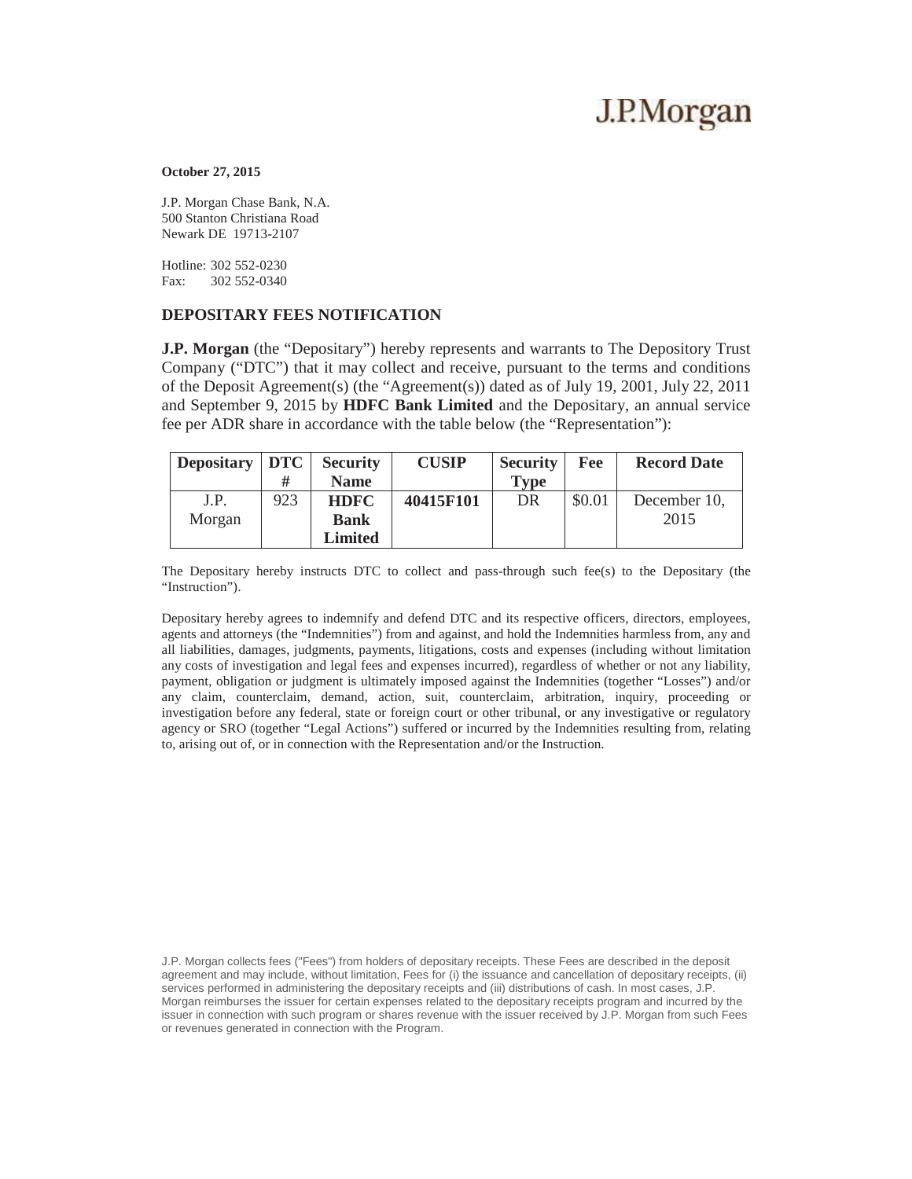J.P.Morgan

**October 27, 2015**

J.P. Morgan Chase Bank, N.A.
500 Stanton Christiana Road
Newark DE 19713-2107

Hotline: 302 552-0230
Fax: 302 552-0340

## DEPOSITARY FEES NOTIFICATION

**J.P. Morgan** (the "Depositary") hereby represents and warrants to The Depository Trust Company ("DTC") that it may collect and receive, pursuant to the terms and conditions of the Deposit Agreement(s) (the "Agreement(s)) dated as of July 19, 2001, July 22, 2011 and September 9, 2015 by **HDFC Bank Limited** and the Depositary, an annual service fee per ADR share in accordance with the table below (the "Representation"):

| Depositary | DTC # | Security Name | CUSIP | Security Type | Fee | Record Date |
|---|---|---|---|---|---|---|
| J.P. Morgan | 923 | **HDFC Bank Limited** | **40415F101** | DR | $0.01 | December 10, 2015 |

The Depositary hereby instructs DTC to collect and pass-through such fee(s) to the Depositary (the "Instruction").

Depositary hereby agrees to indemnify and defend DTC and its respective officers, directors, employees, agents and attorneys (the "Indemnities") from and against, and hold the Indemnities harmless from, any and all liabilities, damages, judgments, payments, litigations, costs and expenses (including without limitation any costs of investigation and legal fees and expenses incurred), regardless of whether or not any liability, payment, obligation or judgment is ultimately imposed against the Indemnities (together "Losses") and/or any claim, counterclaim, demand, action, suit, counterclaim, arbitration, inquiry, proceeding or investigation before any federal, state or foreign court or other tribunal, or any investigative or regulatory agency or SRO (together "Legal Actions") suffered or incurred by the Indemnities resulting from, relating to, arising out of, or in connection with the Representation and/or the Instruction.

J.P. Morgan collects fees ("Fees") from holders of depositary receipts. These Fees are described in the deposit agreement and may include, without limitation, Fees for (i) the issuance and cancellation of depositary receipts, (ii) services performed in administering the depositary receipts and (iii) distributions of cash. In most cases, J.P. Morgan reimburses the issuer for certain expenses related to the depositary receipts program and incurred by the issuer in connection with such program or shares revenue with the issuer received by J.P. Morgan from such Fees or revenues generated in connection with the Program.